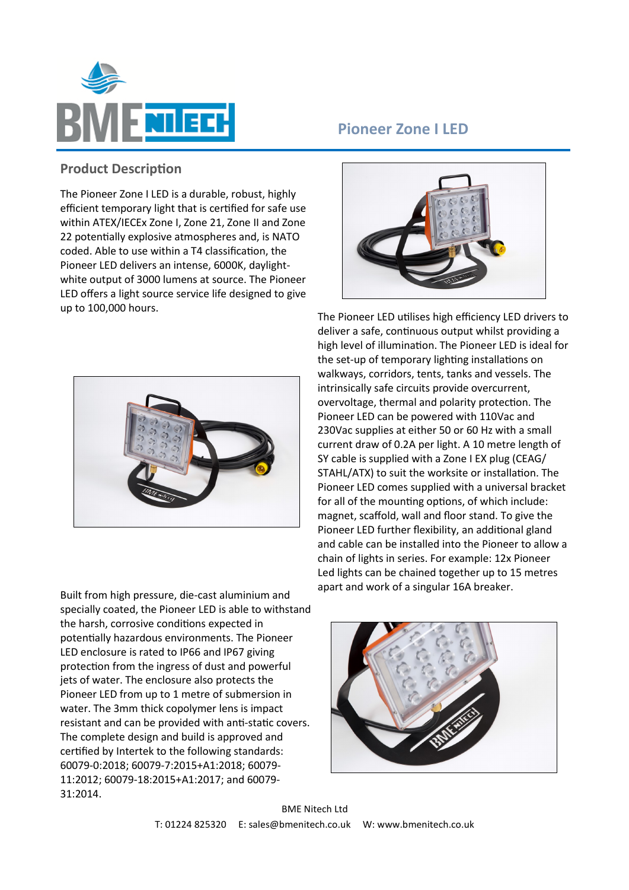# Pioneer Zone I LED

## Product Description

The Pioneer Zone I LED is a durable, robust, highly efficient temporary light that is certified for safe use within ATEX/IECEx Zone I, Zone 21, Zone II and Zone 22 potentially explosive atmospheres and, is NATO coded. Able to use within a T4 classification, the Pioneer LED delivers an intense, 6000K, daylight-white output of 3000 lumens at source. The Pioneer LED offers a light source service life designed to give up to 100,000 hours.

The Pioneer LED utilises high efficiency LED drivers to deliver a safe, continuous output whilst providing a high level of illumination. The Pioneer LED is ideal for the set-up of temporary lighting installations on walkways, corridors, tents, tanks and vessels. The intrinsically safe circuits provide overcurrent, overvoltage, thermal and polarity protection. The Pioneer LED can be powered with 110Vac and 230Vac supplies at either 50 or 60 Hz with a small current draw of 0.2A per light. A 10 metre length of SY cable is supplied with a Zone I EX plug (CEAG/STAHL/ATX) to suit the worksite or installation. The Pioneer LED comes supplied with a universal bracket for all of the mounting options, of which include: magnet, scaffold, wall and floor stand. To give the Pioneer LED further flexibility, an additional gland and cable can be installed into the Pioneer to allow a chain of lights in series. For example: 12x Pioneer Led lights can be chained together up to 15 metres apart and work of a singular 16A breaker.

Built from high pressure, die-cast aluminium and specially coated, the Pioneer LED is able to withstand the harsh, corrosive conditions expected in potentially hazardous environments. The Pioneer LED enclosure is rated to IP66 and IP67 giving protection from the ingress of dust and powerful jets of water. The enclosure also protects the Pioneer LED from up to 1 metre of submersion in water. The 3mm thick copolymer lens is impact resistant and can be provided with anti-static covers. The complete design and build is approved and certified by Intertek to the following standards: 60079-0:2018; 60079-7:2015+A1:2018; 60079-11:2012; 60079-18:2015+A1:2017; and 60079-31:2014.

BME Nitech Ltd

T: 01224 825320 E: sales@bmenitech.co.uk W: www.bmenitech.co.uk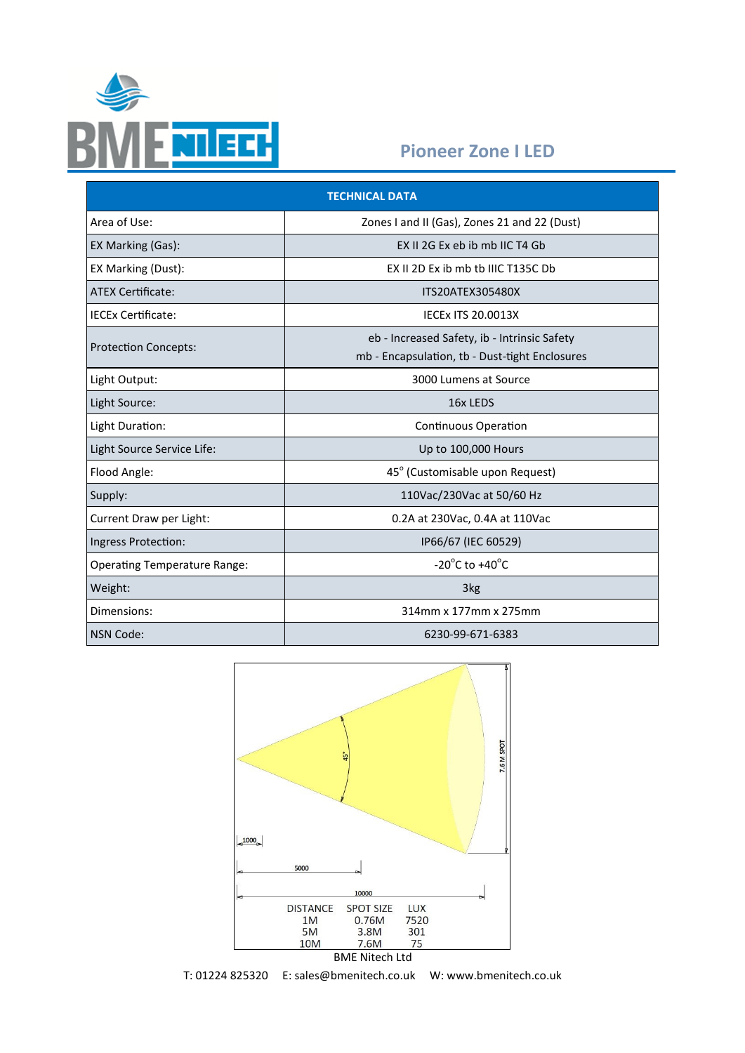# Pioneer Zone I LED

| TECHNICAL DATA | |
|---|---|
| Area of Use: | Zones I and II (Gas), Zones 21 and 22 (Dust) |
| EX Marking (Gas): | EX II 2G Ex eb ib mb IIC T4 Gb |
| EX Marking (Dust): | EX II 2D Ex ib mb tb IIIC T135C Db |
| ATEX Certificate: | ITS20ATEX305480X |
| IECEx Certificate: | IECEx ITS 20.0013X |
| Protection Concepts: | eb - Increased Safety, ib - Intrinsic Safety<br>mb - Encapsulation, tb - Dust-tight Enclosures |
| Light Output: | 3000 Lumens at Source |
| Light Source: | 16x LEDS |
| Light Duration: | Continuous Operation |
| Light Source Service Life: | Up to 100,000 Hours |
| Flood Angle: | 45° (Customisable upon Request) |
| Supply: | 110Vac/230Vac at 50/60 Hz |
| Current Draw per Light: | 0.2A at 230Vac, 0.4A at 110Vac |
| Ingress Protection: | IP66/67 (IEC 60529) |
| Operating Temperature Range: | -20°C to +40°C |
| Weight: | 3kg |
| Dimensions: | 314mm x 177mm x 275mm |
| NSN Code: | 6230-99-671-6383 |

45°
7.6 M SPOT
1000
5000
10000

DISTANCE SPOT SIZE LUX
1M 0.76M 7520
5M 3.8M 301
10M 7.6M 75

BME Nitech Ltd

T: 01224 825320 E: sales@bmenitech.co.uk W: www.bmenitech.co.uk